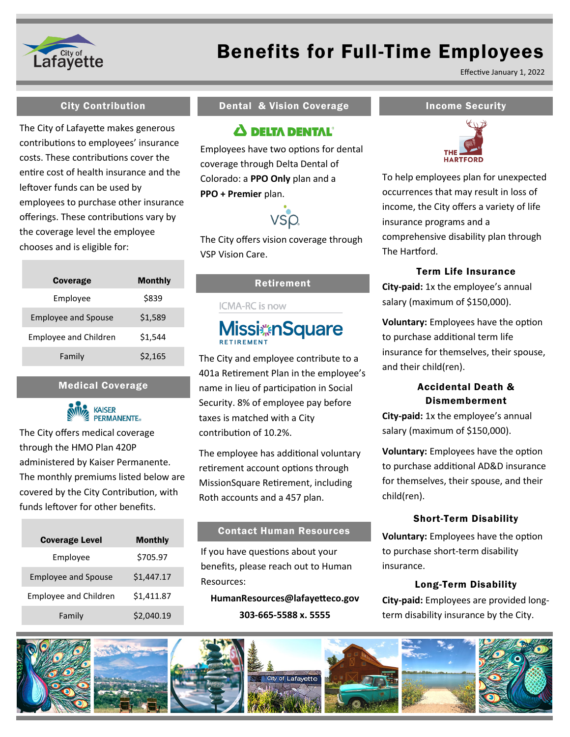# Benefits for Full-Time Employees

Effective January 1, 2022

## City Contribution

The City of Lafayette makes generous contributions to employees' insurance costs. These contributions cover the entire cost of health insurance and the leftover funds can be used by employees to purchase other insurance offerings. These contributions vary by the coverage level the employee chooses and is eligible for:

| Coverage | Monthly |
|---|---|
| Employee | $839 |
| Employee and Spouse | $1,589 |
| Employee and Children | $1,544 |
| Family | $2,165 |

## Medical Coverage

KAISER PERMANENTE

The City offers medical coverage through the HMO Plan 420P administered by Kaiser Permanente. The monthly premiums listed below are covered by the City Contribution, with funds leftover for other benefits.

| Coverage Level | Monthly |
|---|---|
| Employee | $705.97 |
| Employee and Spouse | $1,447.17 |
| Employee and Children | $1,411.87 |
| Family | $2,040.19 |

## Dental & Vision Coverage

DELTA DENTAL

Employees have two options for dental coverage through Delta Dental of Colorado: a **PPO Only** plan and a **PPO + Premier** plan.

VSP

The City offers vision coverage through VSP Vision Care.

## Retirement

ICMA-RC is now MissionSquare RETIREMENT

The City and employee contribute to a 401a Retirement Plan in the employee's name in lieu of participation in Social Security. 8% of employee pay before taxes is matched with a City contribution of 10.2%.

The employee has additional voluntary retirement account options through MissionSquare Retirement, including Roth accounts and a 457 plan.

## Contact Human Resources

If you have questions about your benefits, please reach out to Human Resources:

**HumanResources@lafayetteco.gov**

**303-665-5588 x. 5555**

## Income Security

THE HARTFORD

To help employees plan for unexpected occurrences that may result in loss of income, the City offers a variety of life insurance programs and a comprehensive disability plan through The Hartford.

### Term Life Insurance

**City-paid:** 1x the employee's annual salary (maximum of $150,000).

**Voluntary:** Employees have the option to purchase additional term life insurance for themselves, their spouse, and their child(ren).

### Accidental Death & Dismemberment

**City-paid:** 1x the employee's annual salary (maximum of $150,000).

**Voluntary:** Employees have the option to purchase additional AD&D insurance for themselves, their spouse, and their child(ren).

### Short-Term Disability

**Voluntary:** Employees have the option to purchase short-term disability insurance.

### Long-Term Disability

**City-paid:** Employees are provided long-term disability insurance by the City.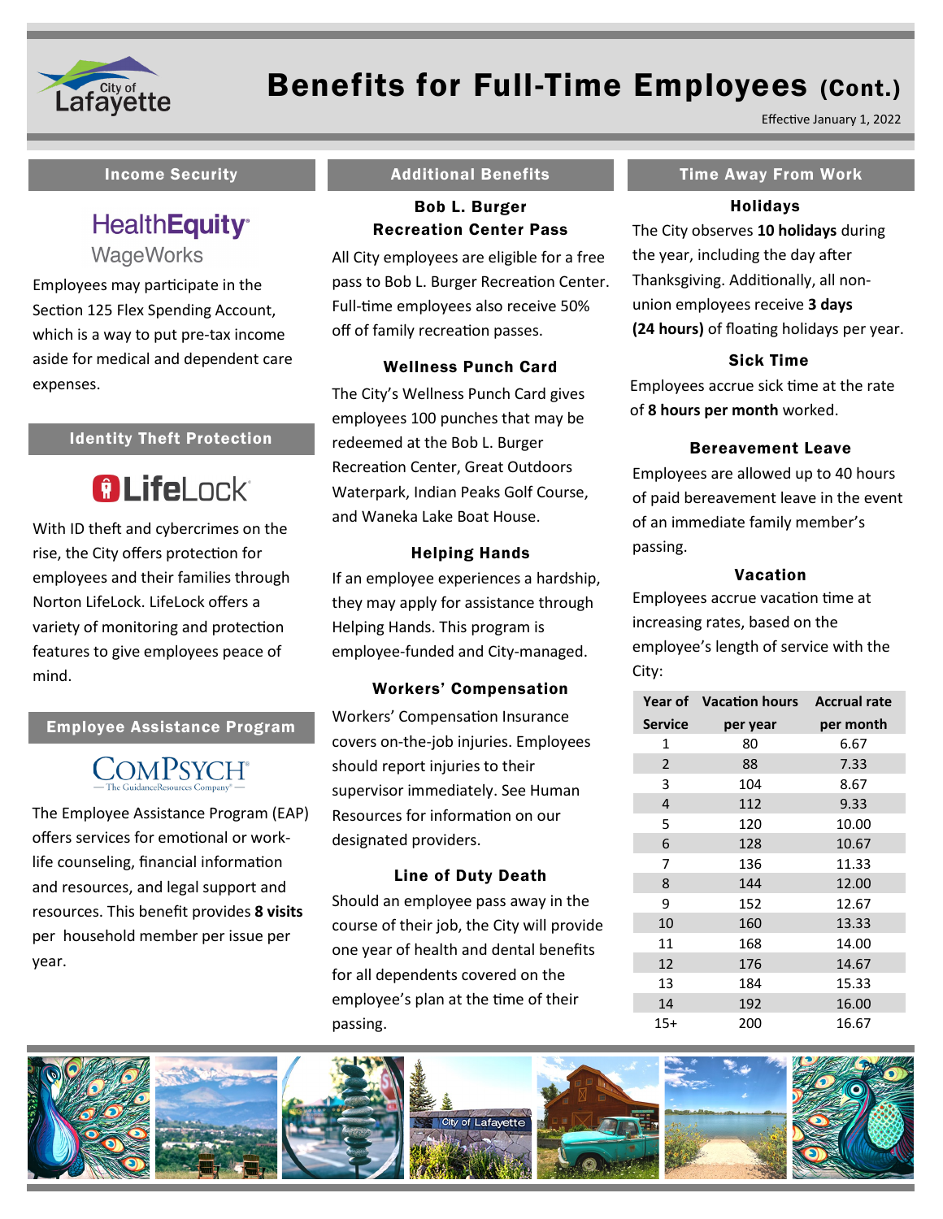# Benefits for Full-Time Employees (Cont.)

Effective January 1, 2022

## Income Security

HealthEquity WageWorks

Employees may participate in the Section 125 Flex Spending Account, which is a way to put pre-tax income aside for medical and dependent care expenses.

## Identity Theft Protection

LifeLock

With ID theft and cybercrimes on the rise, the City offers protection for employees and their families through Norton LifeLock. LifeLock offers a variety of monitoring and protection features to give employees peace of mind.

## Employee Assistance Program

ComPsych — The GuidanceResources Company

The Employee Assistance Program (EAP) offers services for emotional or work-life counseling, financial information and resources, and legal support and resources. This benefit provides **8 visits** per household member per issue per year.

## Additional Benefits

### Bob L. Burger Recreation Center Pass

All City employees are eligible for a free pass to Bob L. Burger Recreation Center. Full-time employees also receive 50% off of family recreation passes.

### Wellness Punch Card

The City's Wellness Punch Card gives employees 100 punches that may be redeemed at the Bob L. Burger Recreation Center, Great Outdoors Waterpark, Indian Peaks Golf Course, and Waneka Lake Boat House.

### Helping Hands

If an employee experiences a hardship, they may apply for assistance through Helping Hands. This program is employee-funded and City-managed.

### Workers' Compensation

Workers' Compensation Insurance covers on-the-job injuries. Employees should report injuries to their supervisor immediately. See Human Resources for information on our designated providers.

### Line of Duty Death

Should an employee pass away in the course of their job, the City will provide one year of health and dental benefits for all dependents covered on the employee's plan at the time of their passing.

## Time Away From Work

### Holidays

The City observes **10 holidays** during the year, including the day after Thanksgiving. Additionally, all non-union employees receive **3 days (24 hours)** of floating holidays per year.

### Sick Time

Employees accrue sick time at the rate of **8 hours per month** worked.

### Bereavement Leave

Employees are allowed up to 40 hours of paid bereavement leave in the event of an immediate family member's passing.

### Vacation

Employees accrue vacation time at increasing rates, based on the employee's length of service with the City:

| Year of Service | Vacation hours per year | Accrual rate per month |
|---|---|---|
| 1 | 80 | 6.67 |
| 2 | 88 | 7.33 |
| 3 | 104 | 8.67 |
| 4 | 112 | 9.33 |
| 5 | 120 | 10.00 |
| 6 | 128 | 10.67 |
| 7 | 136 | 11.33 |
| 8 | 144 | 12.00 |
| 9 | 152 | 12.67 |
| 10 | 160 | 13.33 |
| 11 | 168 | 14.00 |
| 12 | 176 | 14.67 |
| 13 | 184 | 15.33 |
| 14 | 192 | 16.00 |
| 15+ | 200 | 16.67 |